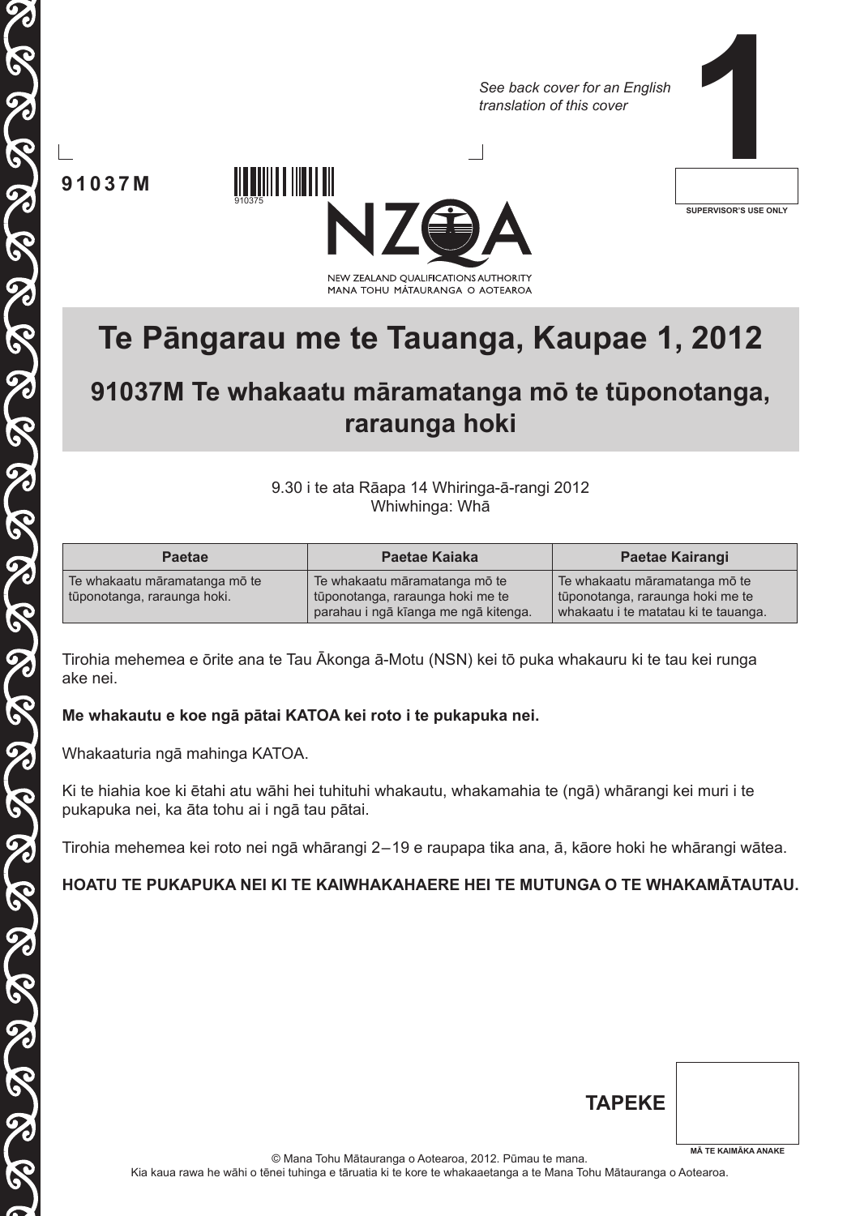*See back cover for an English translation of this cover*

# 1

SUPERVISOR'S USE ONLY

**91037M**

910375

NEW ZEALAND QUALIFICATIONS AUTHORITY
MANA TOHU MĀTAURANGA O AOTEAROA

# Te Pāngarau me te Tauanga, Kaupae 1, 2012

## 91037M Te whakaatu māramatanga mō te tūponotanga, raraunga hoki

9.30 i te ata Rāapa 14 Whiringa-ā-rangi 2012
Whiwhinga: Whā

| Paetae | Paetae Kaiaka | Paetae Kairangi |
|---|---|---|
| Te whakaatu māramatanga mō te tūponotanga, raraunga hoki. | Te whakaatu māramatanga mō te tūponotanga, raraunga hoki me te parahau i ngā kīanga me ngā kitenga. | Te whakaatu māramatanga mō te tūponotanga, raraunga hoki me te whakaatu i te matatau ki te tauanga. |

Tirohia mehemea e ōrite ana te Tau Ākonga ā-Motu (NSN) kei tō puka whakauru ki te tau kei runga ake nei.

**Me whakautu e koe ngā pātai KATOA kei roto i te pukapuka nei.**

Whakaaturia ngā mahinga KATOA.

Ki te hiahia koe ki ētahi atu wāhi hei tuhituhi whakautu, whakamahia te (ngā) whārangi kei muri i te pukapuka nei, ka āta tohu ai i ngā tau pātai.

Tirohia mehemea kei roto nei ngā whārangi 2–19 e raupapa tika ana, ā, kāore hoki he whārangi wātea.

**HOATU TE PUKAPUKA NEI KI TE KAIWHAKAHAERE HEI TE MUTUNGA O TE WHAKAMĀTAUTAU.**

**TAPEKE**

MĀ TE KAIMĀKA ANAKE

© Mana Tohu Mātauranga o Aotearoa, 2012. Pūmau te mana.
Kia kaua rawa he wāhi o tēnei tuhinga e tāruatia ki te kore te whakaaetanga a te Mana Tohu Mātauranga o Aotearoa.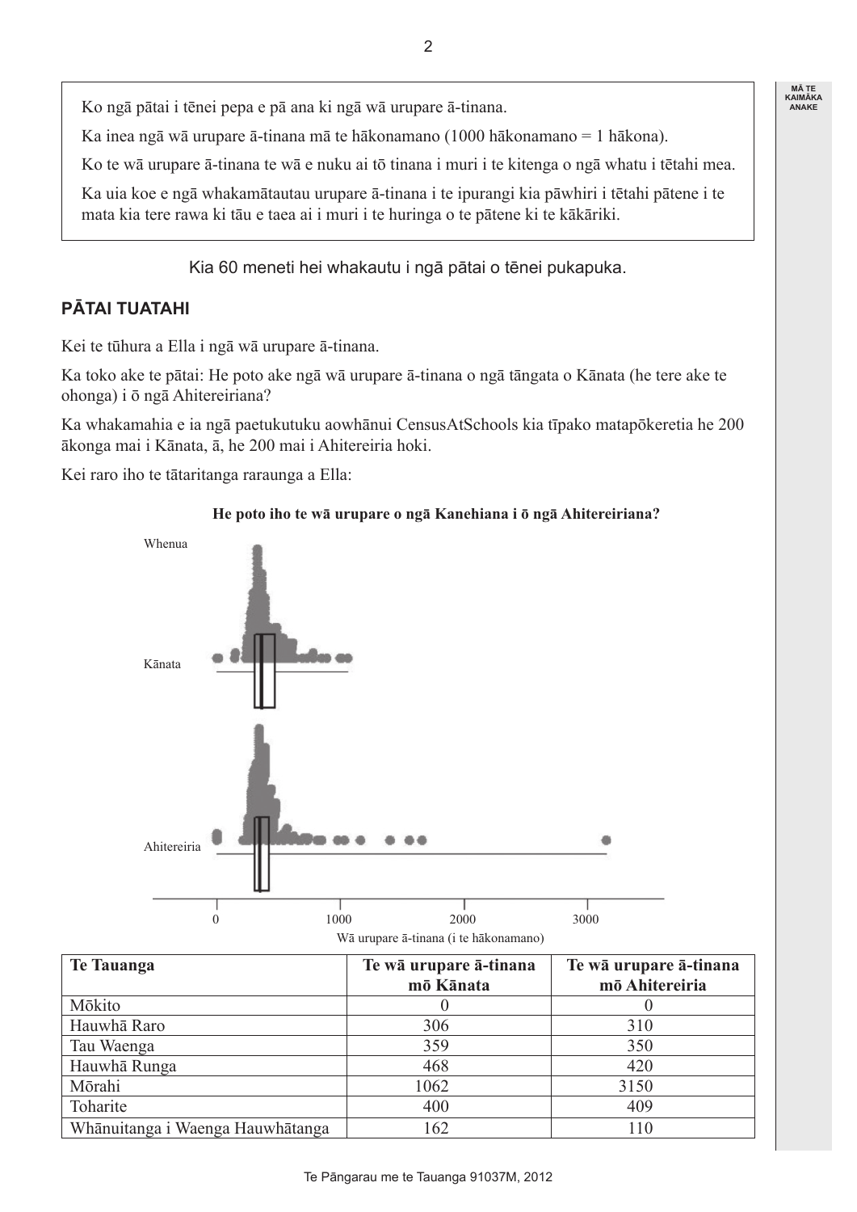Ko ngā pātai i tēnei pepa e pā ana ki ngā wā urupare ā-tinana.

Ka inea ngā wā urupare ā-tinana mā te hākonamano (1000 hākonamano = 1 hākona).

Ko te wā urupare ā-tinana te wā e nuku ai tō tinana i muri i te kitenga o ngā whatu i tētahi mea.

Ka uia koe e ngā whakamātautau urupare ā-tinana i te ipurangi kia pāwhiri i tētahi pātene i te mata kia tere rawa ki tāu e taea ai i muri i te huringa o te pātene ki te kākāriki.

Kia 60 meneti hei whakautu i ngā pātai o tēnei pukapuka.

## PĀTAI TUATAHI

Kei te tūhura a Ella i ngā wā urupare ā-tinana.

Ka toko ake te pātai: He poto ake ngā wā urupare ā-tinana o ngā tāngata o Kānata (he tere ake te ohonga) i ō ngā Ahitereiriana?

Ka whakamahia e ia ngā paetukutuku aowhānui CensusAtSchools kia tīpako matapōkeretia he 200 ākonga mai i Kānata, ā, he 200 mai i Ahitereiria hoki.

Kei raro iho te tātaritanga raraunga a Ella:

**He poto iho te wā urupare o ngā Kanehiana i ō ngā Ahitereiriana?**

Whenua

Kānata

Ahitereiria

0 1000 2000 3000

Wā urupare ā-tinana (i te hākonamano)

| Te Tauanga | Te wā urupare ā-tinana mō Kānata | Te wā urupare ā-tinana mō Ahitereiria |
|---|---|---|
| Mōkito | 0 | 0 |
| Hauwhā Raro | 306 | 310 |
| Tau Waenga | 359 | 350 |
| Hauwhā Runga | 468 | 420 |
| Mōrahi | 1062 | 3150 |
| Toharite | 400 | 409 |
| Whānuitanga i Waenga Hauwhātanga | 162 | 110 |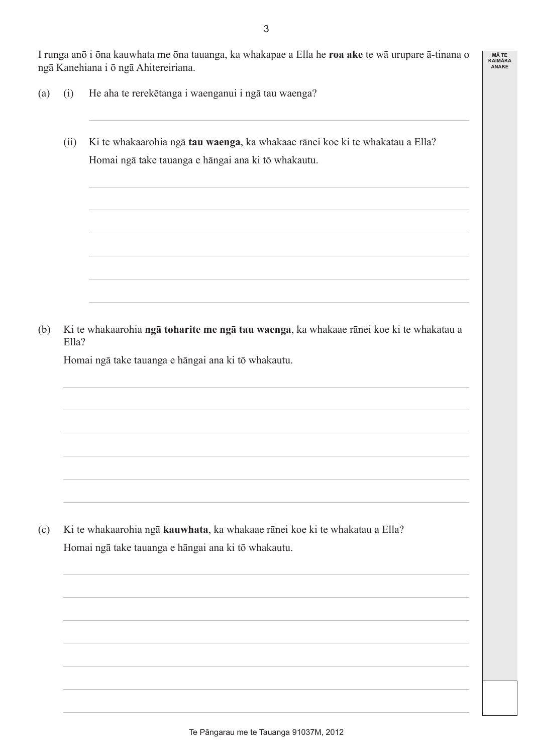I runga anō i ōna kauwhata me ōna tauanga, ka whakapae a Ella he **roa ake** te wā urupare ā-tinana o ngā Kanehiana i ō ngā Ahitereiriana.

(a) (i) He aha te rerekētanga i waenganui i ngā tau waenga?

(ii) Ki te whakaarohia ngā **tau waenga**, ka whakaae rānei koe ki te whakatau a Ella?

Homai ngā take tauanga e hāngai ana ki tō whakautu.

(b) Ki te whakaarohia **ngā toharite me ngā tau waenga**, ka whakaae rānei koe ki te whakatau a Ella?

Homai ngā take tauanga e hāngai ana ki tō whakautu.

(c) Ki te whakaarohia ngā **kauwhata**, ka whakaae rānei koe ki te whakatau a Ella?

Homai ngā take tauanga e hāngai ana ki tō whakautu.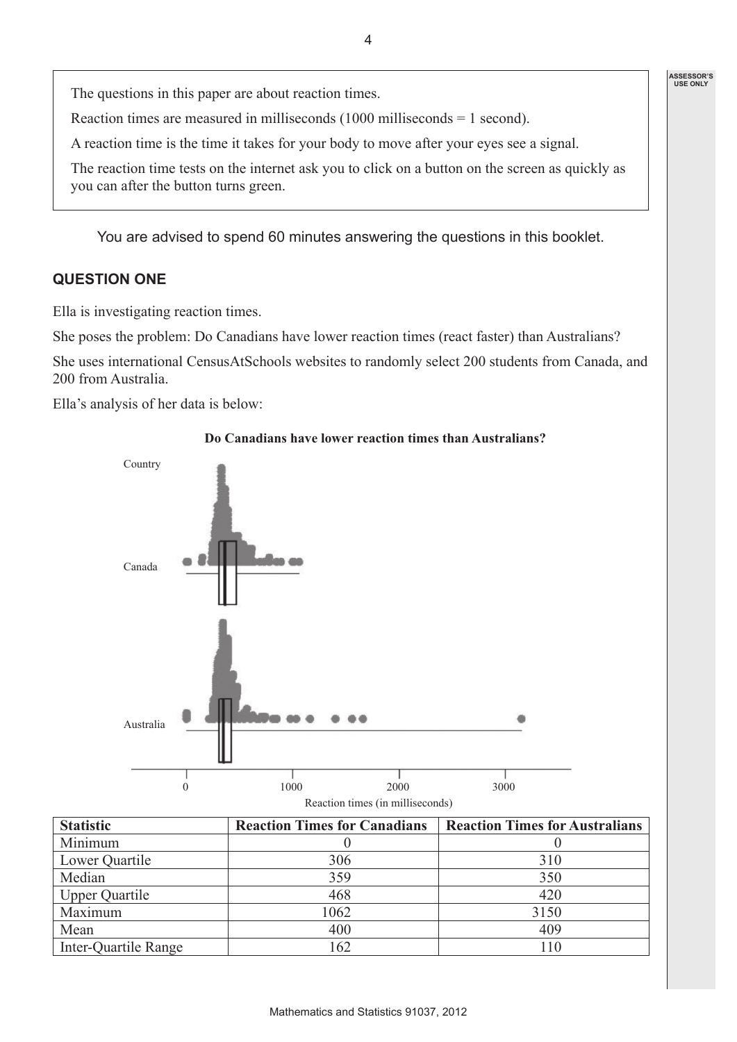The questions in this paper are about reaction times.

Reaction times are measured in milliseconds (1000 milliseconds = 1 second).

A reaction time is the time it takes for your body to move after your eyes see a signal.

The reaction time tests on the internet ask you to click on a button on the screen as quickly as you can after the button turns green.

You are advised to spend 60 minutes answering the questions in this booklet.

## QUESTION ONE

Ella is investigating reaction times.

She poses the problem: Do Canadians have lower reaction times (react faster) than Australians?

She uses international CensusAtSchools websites to randomly select 200 students from Canada, and 200 from Australia.

Ella's analysis of her data is below:

**Do Canadians have lower reaction times than Australians?**

| Statistic | Reaction Times for Canadians | Reaction Times for Australians |
|---|---|---|
| Minimum | 0 | 0 |
| Lower Quartile | 306 | 310 |
| Median | 359 | 350 |
| Upper Quartile | 468 | 420 |
| Maximum | 1062 | 3150 |
| Mean | 400 | 409 |
| Inter-Quartile Range | 162 | 110 |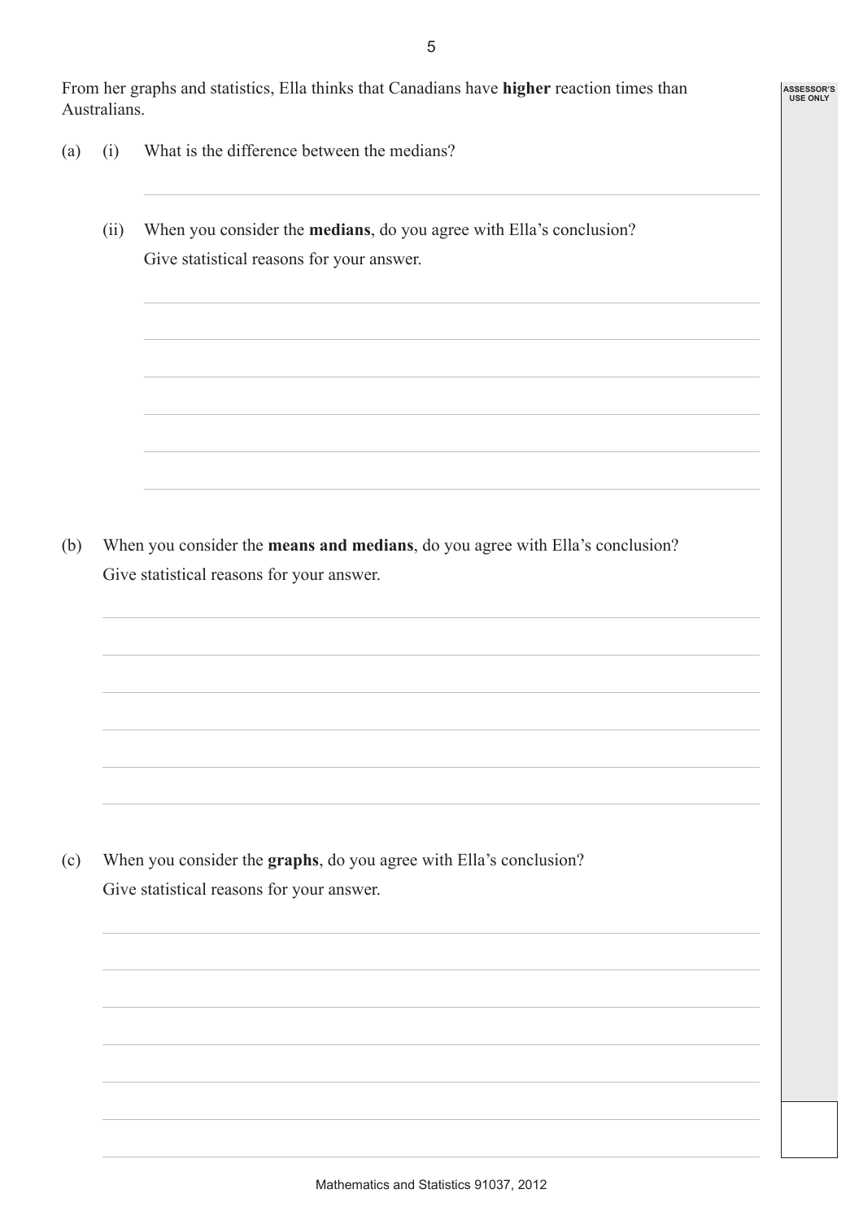From her graphs and statistics, Ella thinks that Canadians have **higher** reaction times than Australians.

(a) (i) What is the difference between the medians?

(ii) When you consider the **medians**, do you agree with Ella's conclusion?
Give statistical reasons for your answer.

(b) When you consider the **means and medians**, do you agree with Ella's conclusion?
Give statistical reasons for your answer.

(c) When you consider the **graphs**, do you agree with Ella's conclusion?
Give statistical reasons for your answer.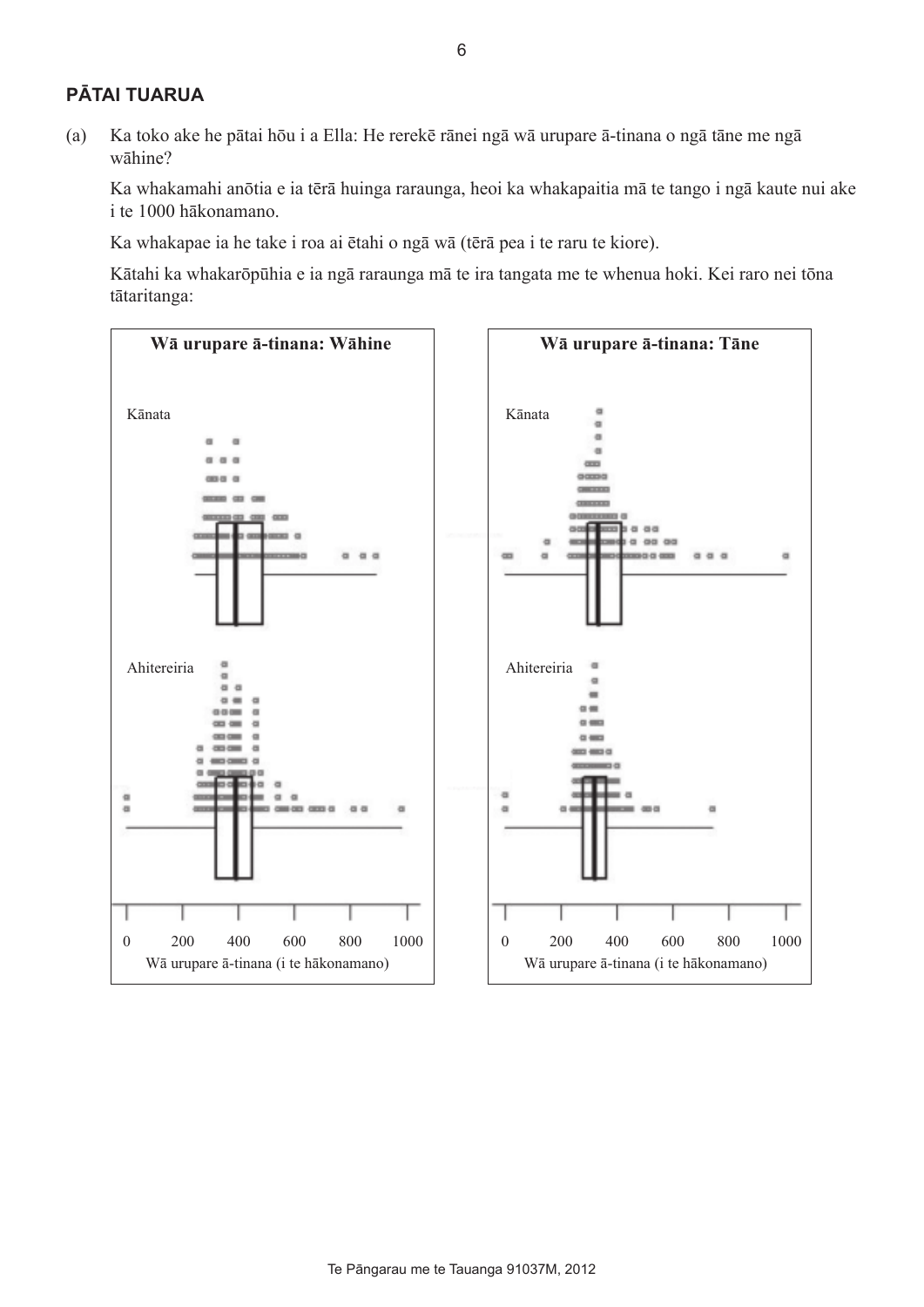## PĀTAI TUARUA

(a) Ka toko ake he pātai hōu i a Ella: He rerekē rānei ngā wā urupare ā-tinana o ngā tāne me ngā wāhine?

Ka whakamahi anōtia e ia tērā huinga raraunga, heoi ka whakapaitia mā te tango i ngā kaute nui ake i te 1000 hākonamano.

Ka whakapae ia he take i roa ai ētahi o ngā wā (tērā pea i te raru te kiore).

Kātahi ka whakarōpūhia e ia ngā raraunga mā te ira tangata me te whenua hoki. Kei raro nei tōna tātaritanga:

**Wā urupare ā-tinana: Wāhine**

Kānata

Ahitereiria

0 200 400 600 800 1000

Wā urupare ā-tinana (i te hākonamano)

**Wā urupare ā-tinana: Tāne**

Kānata

Ahitereiria

0 200 400 600 800 1000

Wā urupare ā-tinana (i te hākonamano)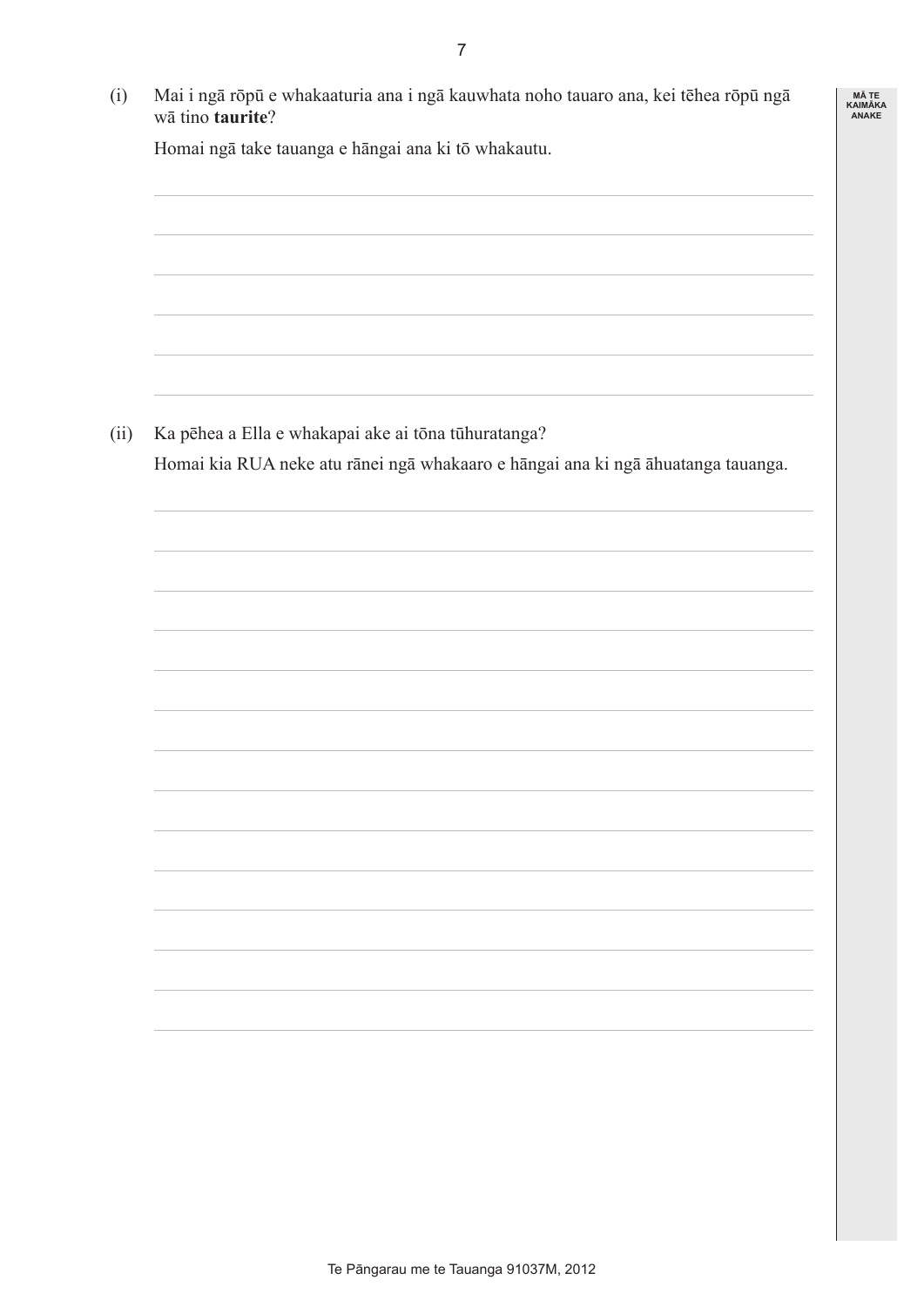(i) Mai i ngā rōpū e whakaaturia ana i ngā kauwhata noho tauaro ana, kei tēhea rōpū ngā wā tino **taurite**?

Homai ngā take tauanga e hāngai ana ki tō whakautu.

(ii) Ka pēhea a Ella e whakapai ake ai tōna tūhuratanga?

Homai kia RUA neke atu rānei ngā whakaaro e hāngai ana ki ngā āhuatanga tauanga.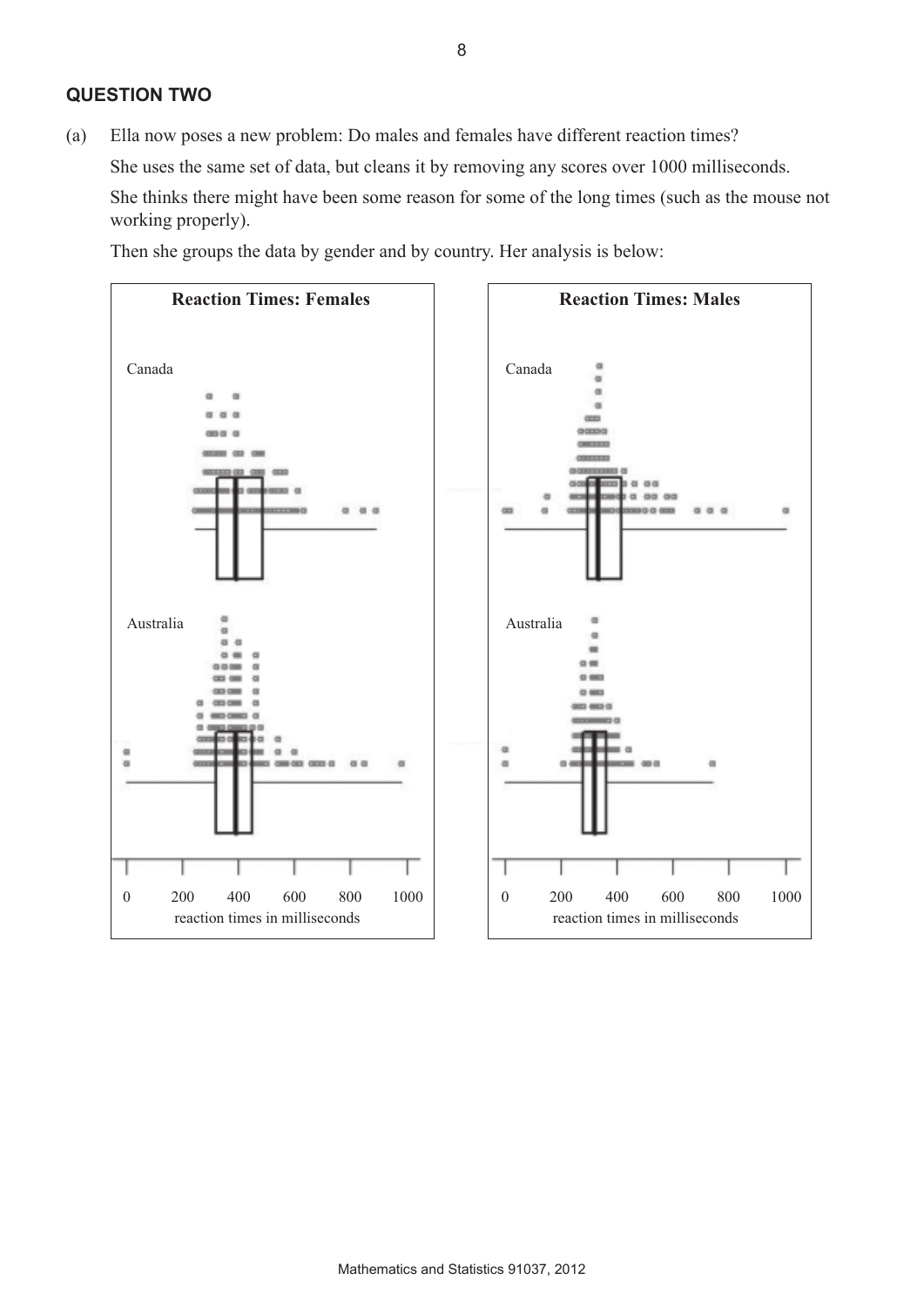## QUESTION TWO

(a) Ella now poses a new problem: Do males and females have different reaction times?

She uses the same set of data, but cleans it by removing any scores over 1000 milliseconds.

She thinks there might have been some reason for some of the long times (such as the mouse not working properly).

Then she groups the data by gender and by country. Her analysis is below:

**Reaction Times: Females**

Canada

Australia

0 200 400 600 800 1000

reaction times in milliseconds

**Reaction Times: Males**

Canada

Australia

0 200 400 600 800 1000

reaction times in milliseconds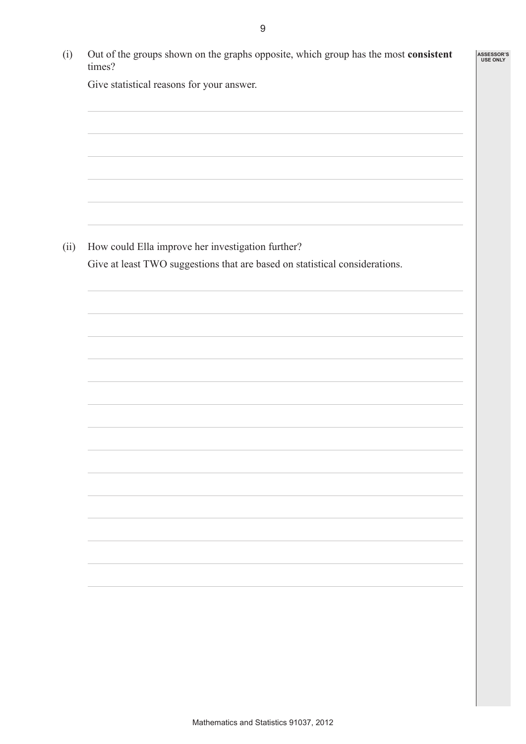(i) Out of the groups shown on the graphs opposite, which group has the most **consistent** times?

Give statistical reasons for your answer.

(ii) How could Ella improve her investigation further?

Give at least TWO suggestions that are based on statistical considerations.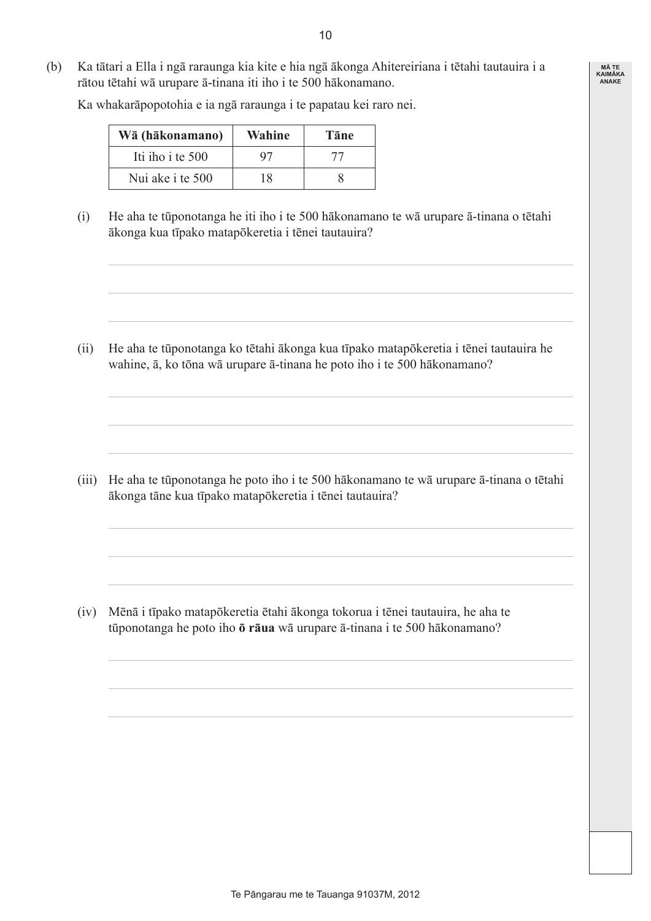(b) Ka tātari a Ella i ngā raraunga kia kite e hia ngā ākonga Ahitereiriana i tētahi tautauira i a rātou tētahi wā urupare ā-tinana iti iho i te 500 hākonamano.

Ka whakarāpopotohia e ia ngā raraunga i te papatau kei raro nei.

| Wā (hākonamano) | Wahine | Tāne |
|---|---|---|
| Iti iho i te 500 | 97 | 77 |
| Nui ake i te 500 | 18 | 8 |

(i) He aha te tūponotanga he iti iho i te 500 hākonamano te wā urupare ā-tinana o tētahi ākonga kua tīpako matapōkeretia i tēnei tautauira?

(ii) He aha te tūponotanga ko tētahi ākonga kua tīpako matapōkeretia i tēnei tautauira he wahine, ā, ko tōna wā urupare ā-tinana he poto iho i te 500 hākonamano?

(iii) He aha te tūponotanga he poto iho i te 500 hākonamano te wā urupare ā-tinana o tētahi ākonga tāne kua tīpako matapōkeretia i tēnei tautauira?

(iv) Mēnā i tīpako matapōkeretia ētahi ākonga tokorua i tēnei tautauira, he aha te tūponotanga he poto iho **ō rāua** wā urupare ā-tinana i te 500 hākonamano?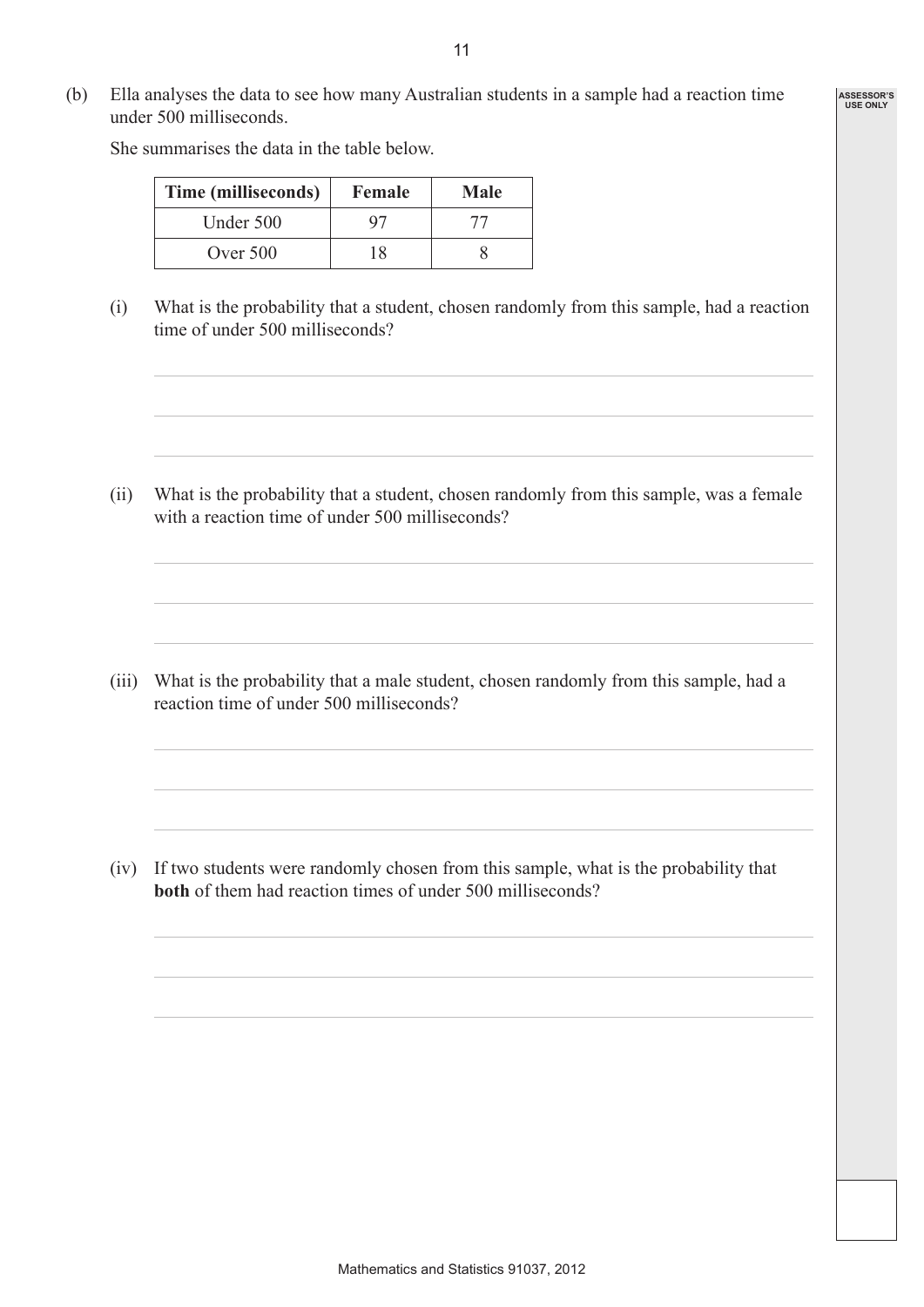(b) Ella analyses the data to see how many Australian students in a sample had a reaction time under 500 milliseconds.

She summarises the data in the table below.

| Time (milliseconds) | Female | Male |
|---|---|---|
| Under 500 | 97 | 77 |
| Over 500 | 18 | 8 |

(i) What is the probability that a student, chosen randomly from this sample, had a reaction time of under 500 milliseconds?

(ii) What is the probability that a student, chosen randomly from this sample, was a female with a reaction time of under 500 milliseconds?

(iii) What is the probability that a male student, chosen randomly from this sample, had a reaction time of under 500 milliseconds?

(iv) If two students were randomly chosen from this sample, what is the probability that **both** of them had reaction times of under 500 milliseconds?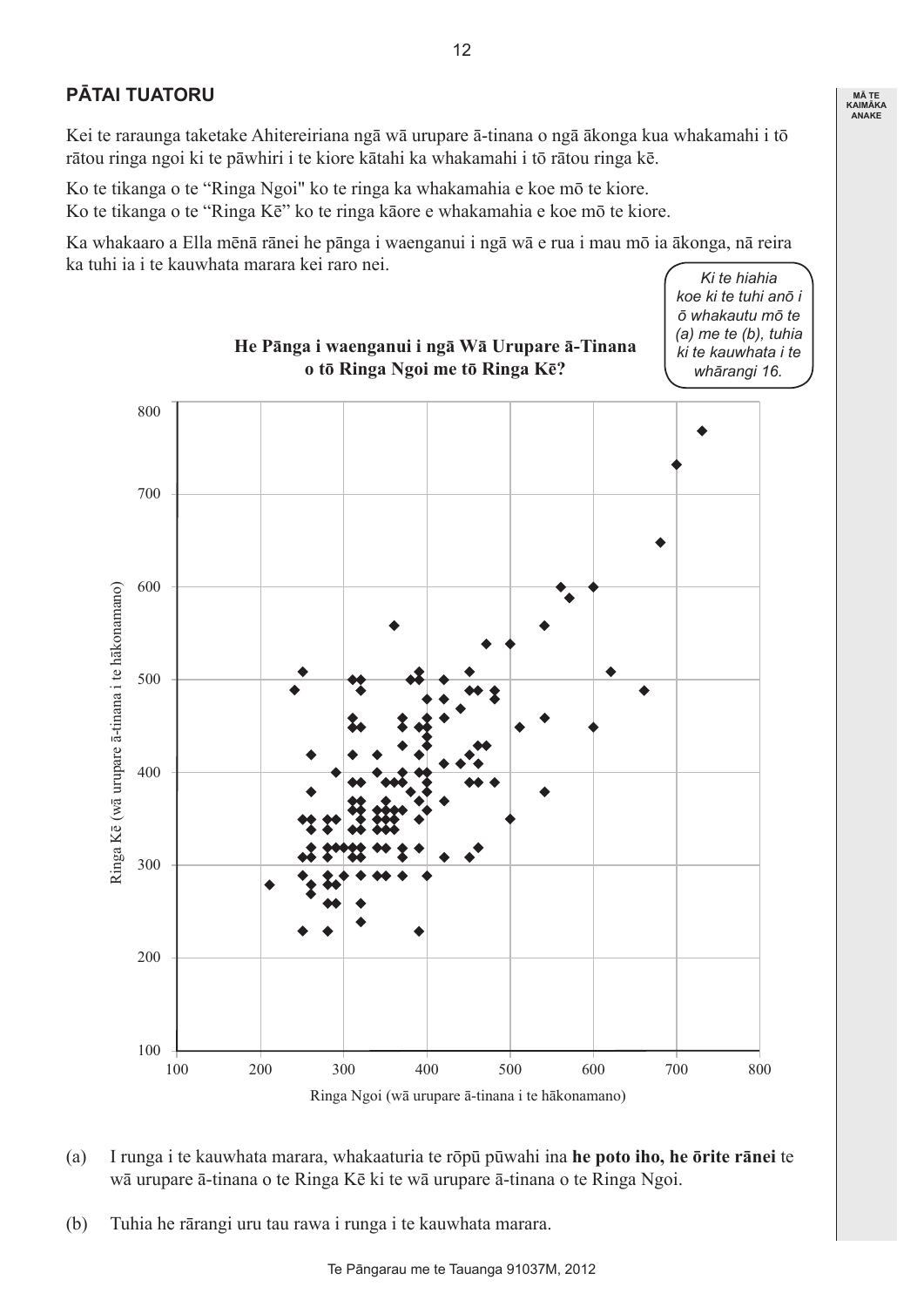## PĀTAI TUATORU

Kei te raraunga taketake Ahitereiriana ngā wā urupare ā-tinana o ngā ākonga kua whakamahi i tō rātou ringa ngoi ki te pāwhiri i te kiore kātahi ka whakamahi i tō rātou ringa kē.

Ko te tikanga o te "Ringa Ngoi" ko te ringa ka whakamahia e koe mō te kiore.
Ko te tikanga o te "Ringa Kē" ko te ringa kāore e whakamahia e koe mō te kiore.

Ka whakaaro a Ella mēnā rānei he pānga i waenganui i ngā wā e rua i mau mō ia ākonga, nā reira ka tuhi ia i te kauwhata marara kei raro nei.

*Ki te hiahia koe ki te tuhi anō i ō whakautu mō te (a) me te (b), tuhia ki te kauwhata i te whārangi 16.*

**He Pānga i waenganui i ngā Wā Urupare ā-Tinana o tō Ringa Ngoi me tō Ringa Kē?**

Ringa Kē (wā urupare ā-tinana i te hākonamano)

Ringa Ngoi (wā urupare ā-tinana i te hākonamano)

(a) I runga i te kauwhata marara, whakaaturia te rōpū pūwahi ina **he poto iho, he ōrite rānei** te wā urupare ā-tinana o te Ringa Kē ki te wā urupare ā-tinana o te Ringa Ngoi.

(b) Tuhia he rārangi uru tau rawa i runga i te kauwhata marara.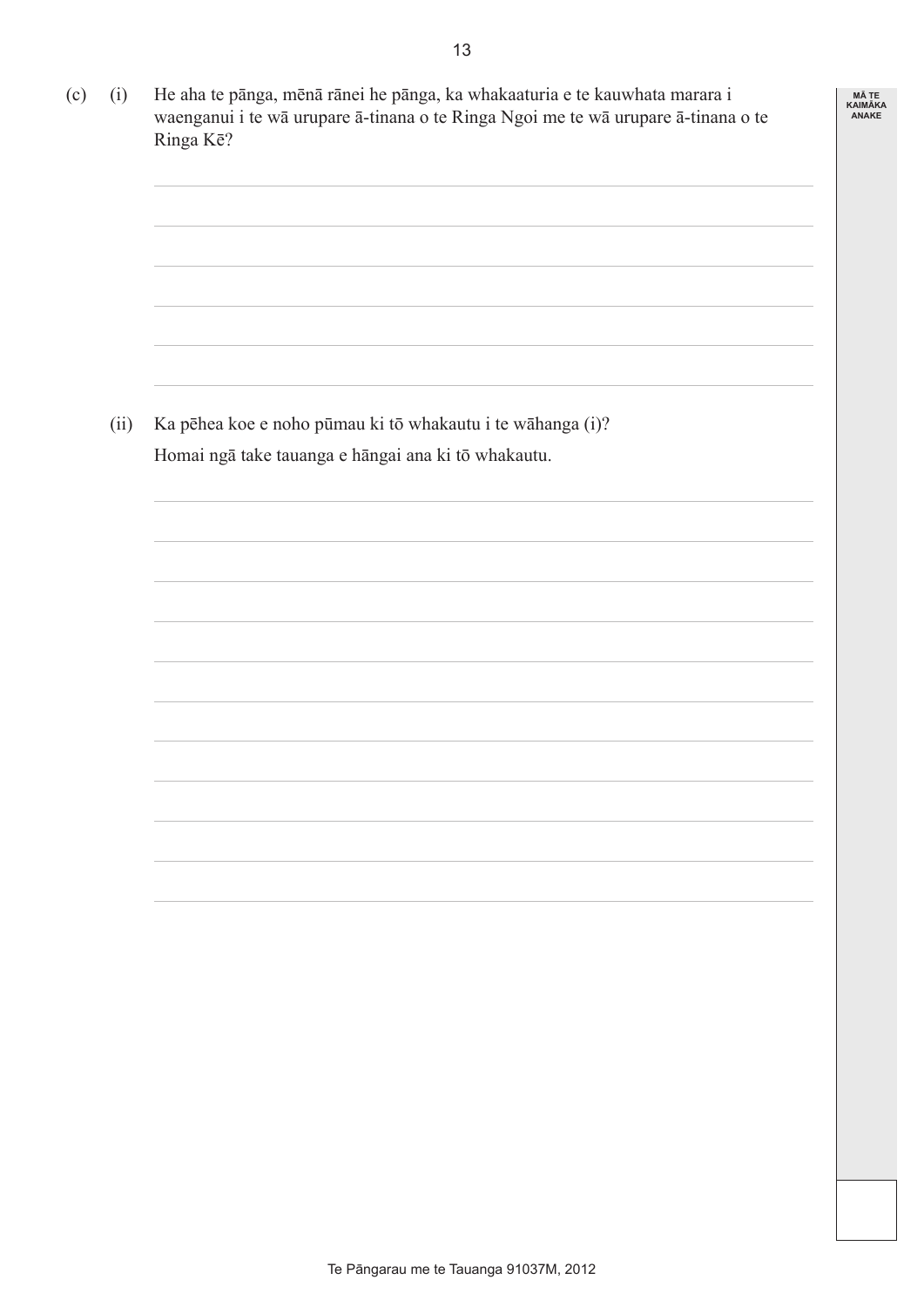(c) (i) He aha te pānga, mēnā rānei he pānga, ka whakaaturia e te kauwhata marara i waenganui i te wā urupare ā-tinana o te Ringa Ngoi me te wā urupare ā-tinana o te Ringa Kē?

(ii) Ka pēhea koe e noho pūmau ki tō whakautu i te wāhanga (i)?

Homai ngā take tauanga e hāngai ana ki tō whakautu.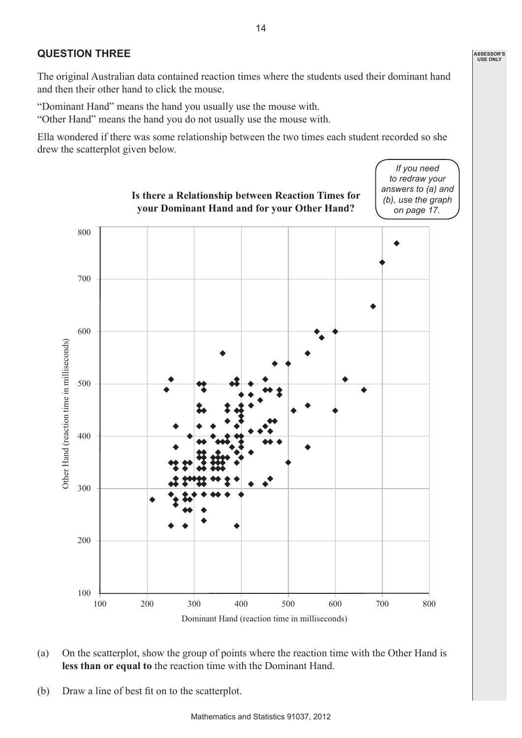## QUESTION THREE

The original Australian data contained reaction times where the students used their dominant hand and then their other hand to click the mouse.

"Dominant Hand" means the hand you usually use the mouse with.
"Other Hand" means the hand you do not usually use the mouse with.

Ella wondered if there was some relationship between the two times each student recorded so she drew the scatterplot given below.

*If you need to redraw your answers to (a) and (b), use the graph on page 17.*

**Is there a Relationship between Reaction Times for your Dominant Hand and for your Other Hand?**

Other Hand (reaction time in milliseconds)

Dominant Hand (reaction time in milliseconds)

(a) On the scatterplot, show the group of points where the reaction time with the Other Hand is **less than or equal to** the reaction time with the Dominant Hand.

(b) Draw a line of best fit on to the scatterplot.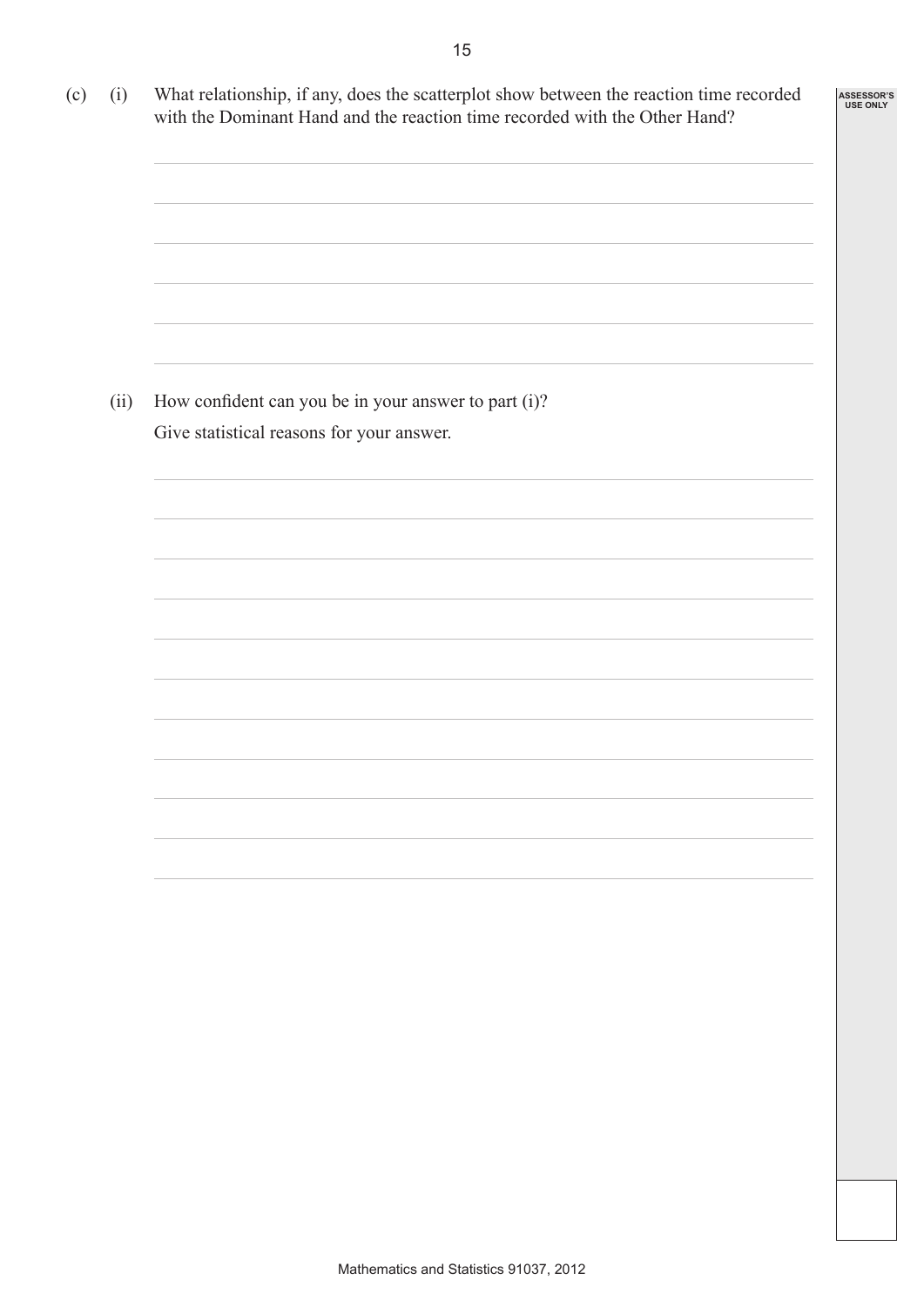(c) (i) What relationship, if any, does the scatterplot show between the reaction time recorded with the Dominant Hand and the reaction time recorded with the Other Hand?

(ii) How confident can you be in your answer to part (i)?

Give statistical reasons for your answer.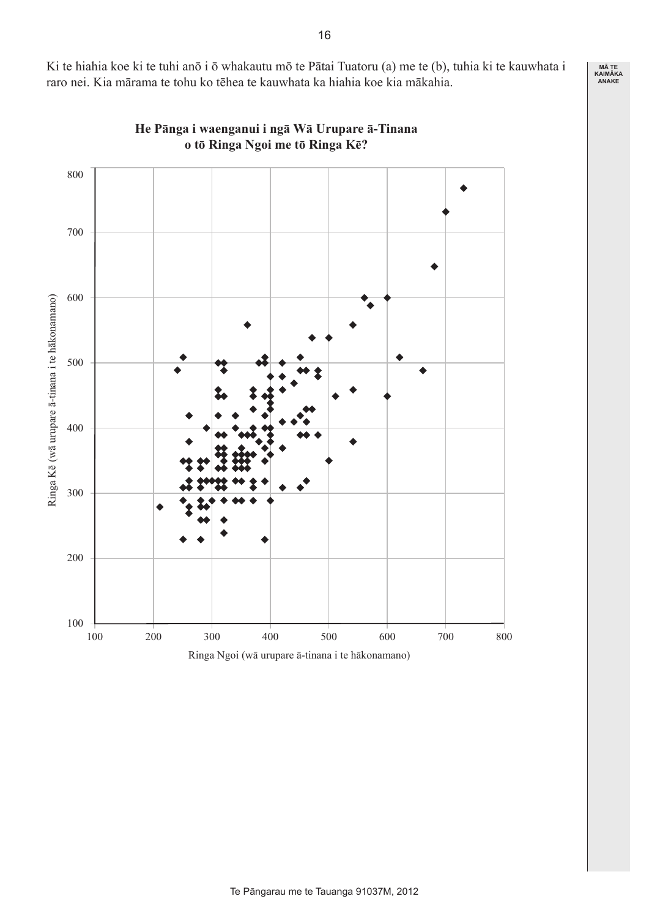Ki te hiahia koe ki te tuhi anō i ō whakautu mō te Pātai Tuatoru (a) me te (b), tuhia ki te kauwhata i raro nei. Kia mārama te tohu ko tēhea te kauwhata ka hiahia koe kia mākahia.

**He Pānga i waenganui i ngā Wā Urupare ā-Tinana o tō Ringa Ngoi me tō Ringa Kē?**

Ringa Kē (wā urupare ā-tinana i te hākonamano)

Ringa Ngoi (wā urupare ā-tinana i te hākonamano)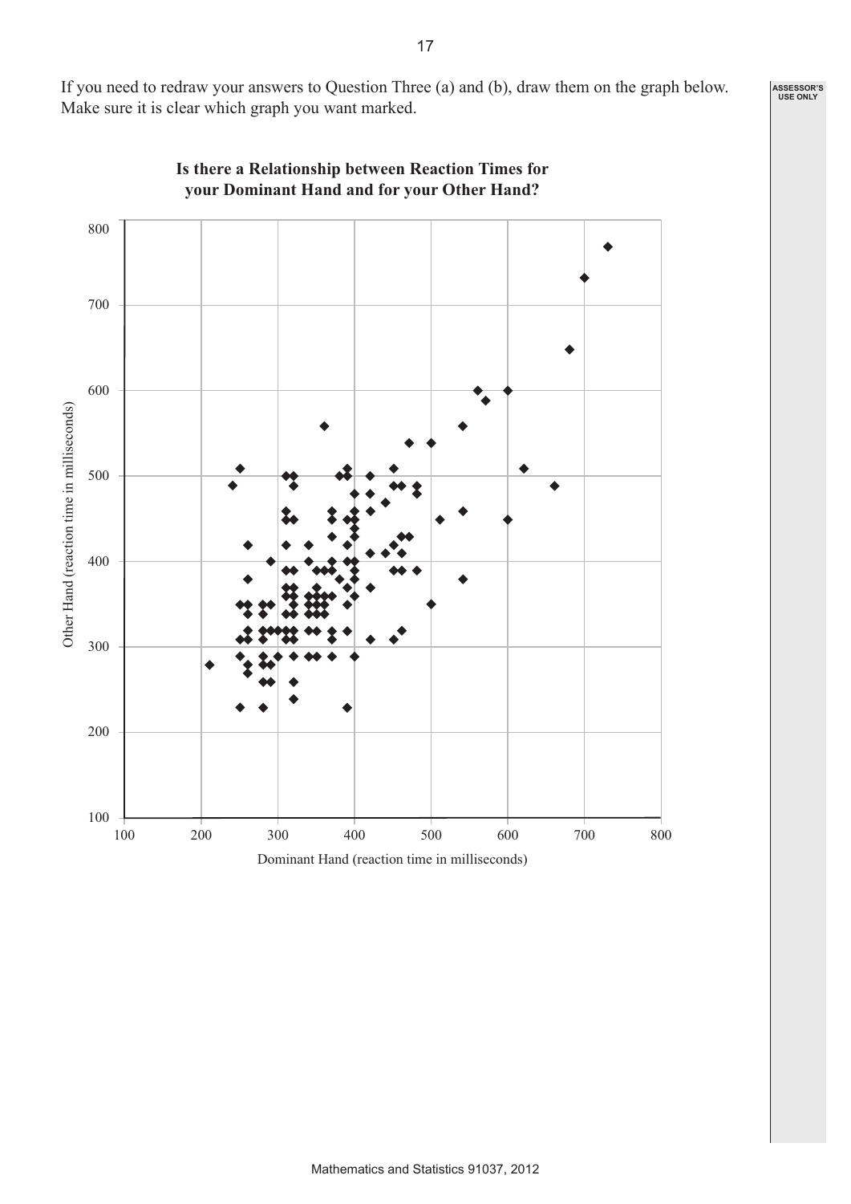If you need to redraw your answers to Question Three (a) and (b), draw them on the graph below. Make sure it is clear which graph you want marked.

**Is there a Relationship between Reaction Times for your Dominant Hand and for your Other Hand?**

Other Hand (reaction time in milliseconds)

800
700
600
500
400
300
200
100

100 200 300 400 500 600 700 800

Dominant Hand (reaction time in milliseconds)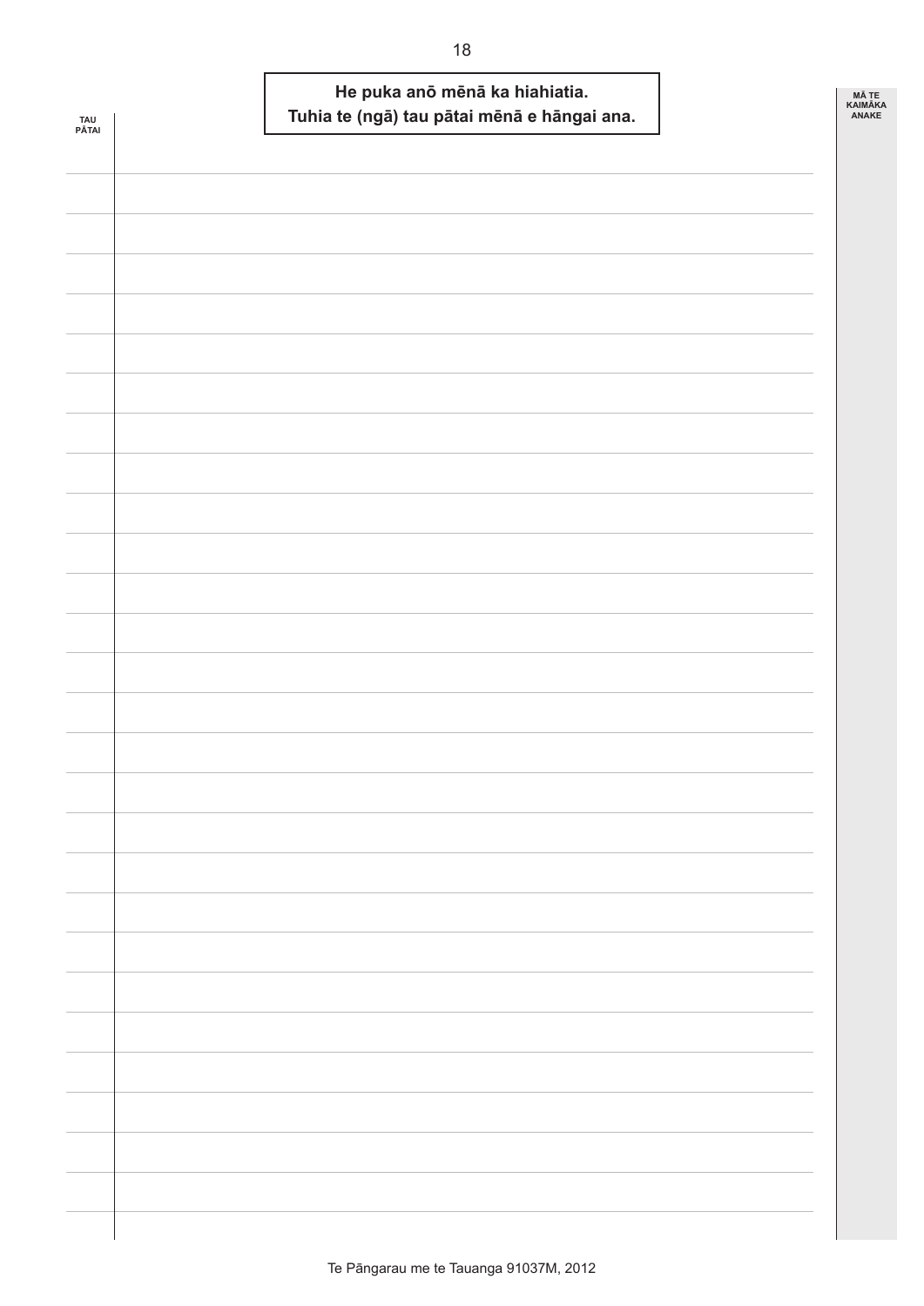**He puka anō mēnā ka hiahiatia.**
**Tuhia te (ngā) tau pātai mēnā e hāngai ana.**

TAU PĀTAI

MĀ TE KAIMĀKA ANAKE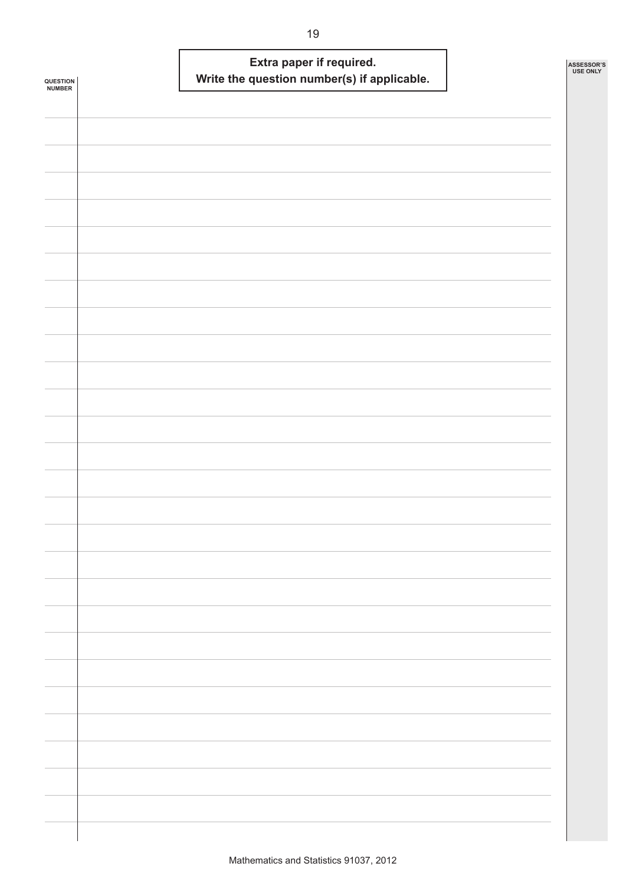**Extra paper if required.**
**Write the question number(s) if applicable.**

QUESTION NUMBER

ASSESSOR'S USE ONLY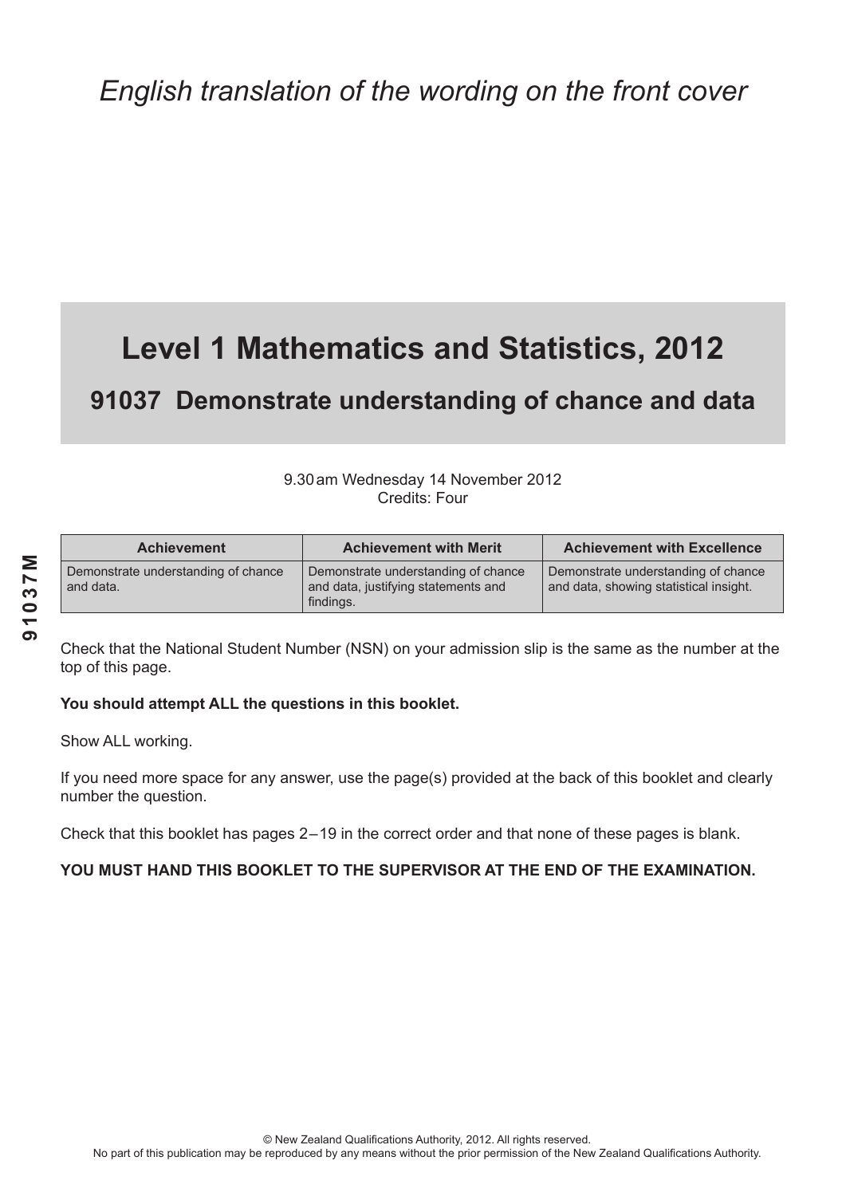*English translation of the wording on the front cover*

# Level 1 Mathematics and Statistics, 2012

## 91037 Demonstrate understanding of chance and data

9.30 am Wednesday 14 November 2012
Credits: Four

| Achievement | Achievement with Merit | Achievement with Excellence |
|---|---|---|
| Demonstrate understanding of chance and data. | Demonstrate understanding of chance and data, justifying statements and findings. | Demonstrate understanding of chance and data, showing statistical insight. |

Check that the National Student Number (NSN) on your admission slip is the same as the number at the top of this page.

**You should attempt ALL the questions in this booklet.**

Show ALL working.

If you need more space for any answer, use the page(s) provided at the back of this booklet and clearly number the question.

Check that this booklet has pages 2–19 in the correct order and that none of these pages is blank.

**YOU MUST HAND THIS BOOKLET TO THE SUPERVISOR AT THE END OF THE EXAMINATION.**

© New Zealand Qualifications Authority, 2012. All rights reserved.
No part of this publication may be reproduced by any means without the prior permission of the New Zealand Qualifications Authority.